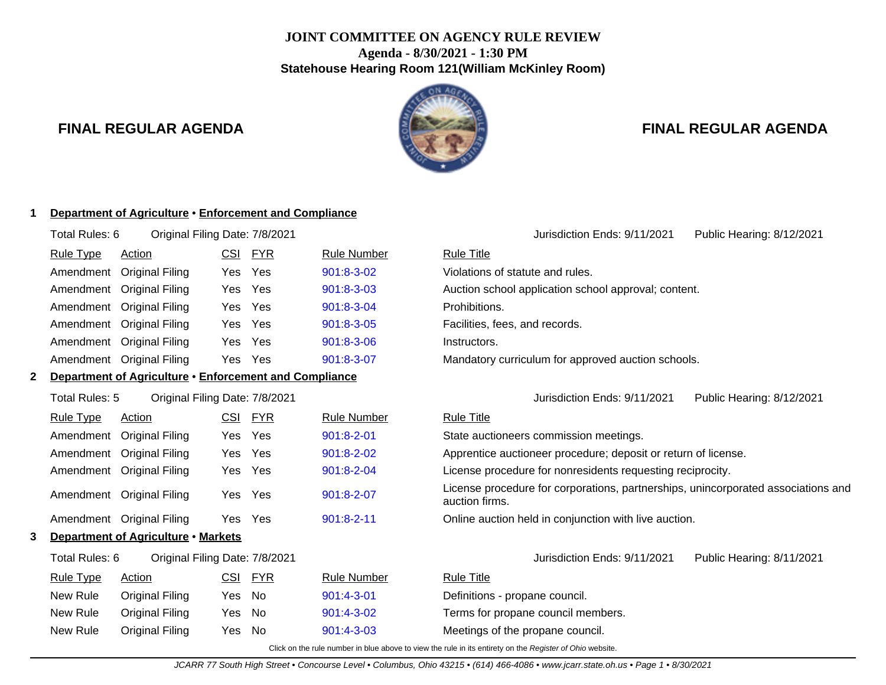# JOINT COMMITTEE ON AGENCY RULE REVIEW

**Agenda - 8/30/2021 - 1:30 PM**

**Statehouse Hearing Room 121(William McKinley Room)**

## FINAL REGULAR AGENDA

### 1 Department of Agriculture • Enforcement and Compliance

Total Rules: 6 | Original Filing Date: 7/8/2021 | Jurisdiction Ends: 9/11/2021 | Public Hearing: 8/12/2021

| Rule Type | Action | CSI | FYR | Rule Number | Rule Title |
|---|---|---|---|---|---|
| Amendment | Original Filing | Yes | Yes | 901:8-3-02 | Violations of statute and rules. |
| Amendment | Original Filing | Yes | Yes | 901:8-3-03 | Auction school application school approval; content. |
| Amendment | Original Filing | Yes | Yes | 901:8-3-04 | Prohibitions. |
| Amendment | Original Filing | Yes | Yes | 901:8-3-05 | Facilities, fees, and records. |
| Amendment | Original Filing | Yes | Yes | 901:8-3-06 | Instructors. |
| Amendment | Original Filing | Yes | Yes | 901:8-3-07 | Mandatory curriculum for approved auction schools. |

### 2 Department of Agriculture • Enforcement and Compliance

Total Rules: 5 | Original Filing Date: 7/8/2021 | Jurisdiction Ends: 9/11/2021 | Public Hearing: 8/12/2021

| Rule Type | Action | CSI | FYR | Rule Number | Rule Title |
|---|---|---|---|---|---|
| Amendment | Original Filing | Yes | Yes | 901:8-2-01 | State auctioneers commission meetings. |
| Amendment | Original Filing | Yes | Yes | 901:8-2-02 | Apprentice auctioneer procedure; deposit or return of license. |
| Amendment | Original Filing | Yes | Yes | 901:8-2-04 | License procedure for nonresidents requesting reciprocity. |
| Amendment | Original Filing | Yes | Yes | 901:8-2-07 | License procedure for corporations, partnerships, unincorporated associations and auction firms. |
| Amendment | Original Filing | Yes | Yes | 901:8-2-11 | Online auction held in conjunction with live auction. |

### 3 Department of Agriculture • Markets

Total Rules: 6 | Original Filing Date: 7/8/2021 | Jurisdiction Ends: 9/11/2021 | Public Hearing: 8/11/2021

| Rule Type | Action | CSI | FYR | Rule Number | Rule Title |
|---|---|---|---|---|---|
| New Rule | Original Filing | Yes | No | 901:4-3-01 | Definitions - propane council. |
| New Rule | Original Filing | Yes | No | 901:4-3-02 | Terms for propane council members. |
| New Rule | Original Filing | Yes | No | 901:4-3-03 | Meetings of the propane council. |

Click on the rule number in blue above to view the rule in its entirety on the *Register of Ohio* website.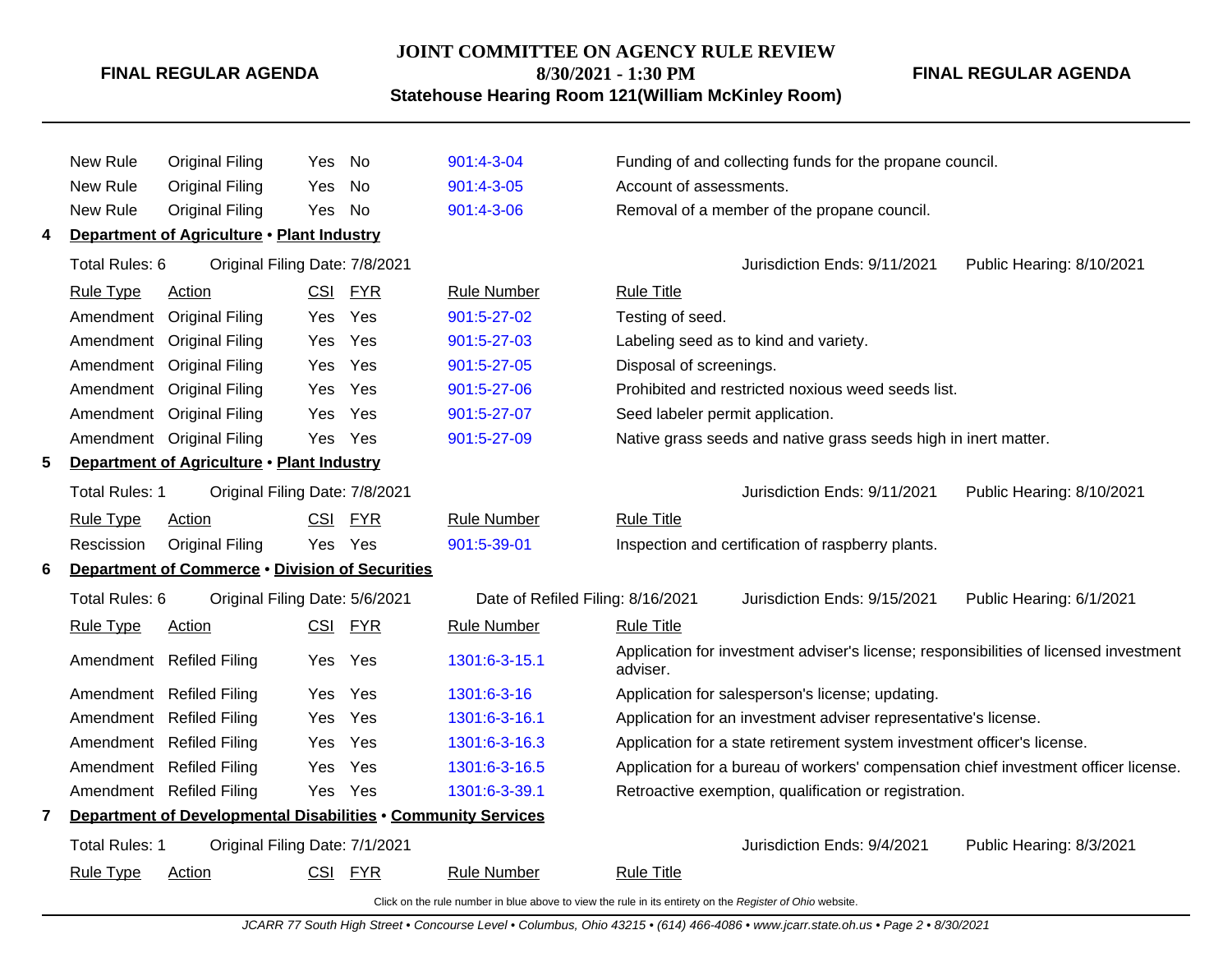| Rule Type | Action | CSI | FYR | Rule Number | Rule Title |
|---|---|---|---|---|---|
| New Rule | Original Filing | Yes | No | 901:4-3-04 | Funding of and collecting funds for the propane council. |
| New Rule | Original Filing | Yes | No | 901:4-3-05 | Account of assessments. |
| New Rule | Original Filing | Yes | No | 901:4-3-06 | Removal of a member of the propane council. |

**4 Department of Agriculture • Plant Industry**

Total Rules: 6 Original Filing Date: 7/8/2021 Jurisdiction Ends: 9/11/2021 Public Hearing: 8/10/2021

| Rule Type | Action | CSI | FYR | Rule Number | Rule Title |
|---|---|---|---|---|---|
| Amendment | Original Filing | Yes | Yes | 901:5-27-02 | Testing of seed. |
| Amendment | Original Filing | Yes | Yes | 901:5-27-03 | Labeling seed as to kind and variety. |
| Amendment | Original Filing | Yes | Yes | 901:5-27-05 | Disposal of screenings. |
| Amendment | Original Filing | Yes | Yes | 901:5-27-06 | Prohibited and restricted noxious weed seeds list. |
| Amendment | Original Filing | Yes | Yes | 901:5-27-07 | Seed labeler permit application. |
| Amendment | Original Filing | Yes | Yes | 901:5-27-09 | Native grass seeds and native grass seeds high in inert matter. |

**5 Department of Agriculture • Plant Industry**

Total Rules: 1 Original Filing Date: 7/8/2021 Jurisdiction Ends: 9/11/2021 Public Hearing: 8/10/2021

| Rule Type | Action | CSI | FYR | Rule Number | Rule Title |
|---|---|---|---|---|---|
| Rescission | Original Filing | Yes | Yes | 901:5-39-01 | Inspection and certification of raspberry plants. |

**6 Department of Commerce • Division of Securities**

Total Rules: 6 Original Filing Date: 5/6/2021 Date of Refiled Filing: 8/16/2021 Jurisdiction Ends: 9/15/2021 Public Hearing: 6/1/2021

| Rule Type | Action | CSI | FYR | Rule Number | Rule Title |
|---|---|---|---|---|---|
| Amendment | Refiled Filing | Yes | Yes | 1301:6-3-15.1 | Application for investment adviser's license; responsibilities of licensed investment adviser. |
| Amendment | Refiled Filing | Yes | Yes | 1301:6-3-16 | Application for salesperson's license; updating. |
| Amendment | Refiled Filing | Yes | Yes | 1301:6-3-16.1 | Application for an investment adviser representative's license. |
| Amendment | Refiled Filing | Yes | Yes | 1301:6-3-16.3 | Application for a state retirement system investment officer's license. |
| Amendment | Refiled Filing | Yes | Yes | 1301:6-3-16.5 | Application for a bureau of workers' compensation chief investment officer license. |
| Amendment | Refiled Filing | Yes | Yes | 1301:6-3-39.1 | Retroactive exemption, qualification or registration. |

**7 Department of Developmental Disabilities • Community Services**

Total Rules: 1 Original Filing Date: 7/1/2021 Jurisdiction Ends: 9/4/2021 Public Hearing: 8/3/2021

| Rule Type | Action | CSI | FYR | Rule Number | Rule Title |
|---|---|---|---|---|---|

Click on the rule number in blue above to view the rule in its entirety on the *Register of Ohio* website.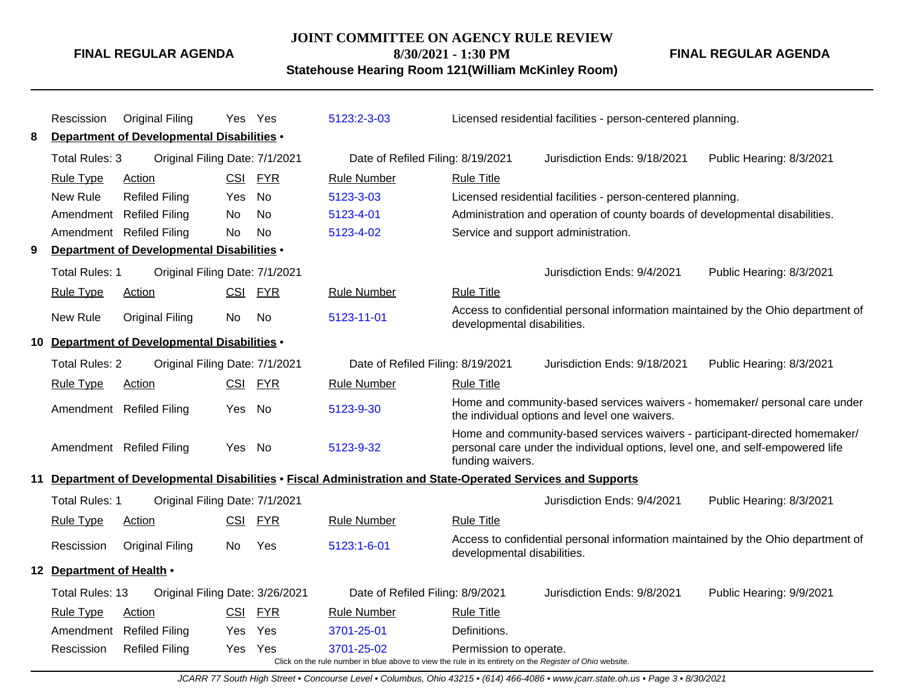| Rule Type | Action | CSI | FYR | Rule Number | Rule Title |
|---|---|---|---|---|---|
| Rescission | Original Filing | Yes | Yes | 5123:2-3-03 | Licensed residential facilities - person-centered planning. |

**8 Department of Developmental Disabilities •**

Total Rules: 3 | Original Filing Date: 7/1/2021 | Date of Refiled Filing: 8/19/2021 | Jurisdiction Ends: 9/18/2021 | Public Hearing: 8/3/2021

| Rule Type | Action | CSI | FYR | Rule Number | Rule Title |
|---|---|---|---|---|---|
| New Rule | Refiled Filing | Yes | No | 5123-3-03 | Licensed residential facilities - person-centered planning. |
| Amendment | Refiled Filing | No | No | 5123-4-01 | Administration and operation of county boards of developmental disabilities. |
| Amendment | Refiled Filing | No | No | 5123-4-02 | Service and support administration. |

**9 Department of Developmental Disabilities •**

Total Rules: 1 | Original Filing Date: 7/1/2021 | Jurisdiction Ends: 9/4/2021 | Public Hearing: 8/3/2021

| Rule Type | Action | CSI | FYR | Rule Number | Rule Title |
|---|---|---|---|---|---|
| New Rule | Original Filing | No | No | 5123-11-01 | Access to confidential personal information maintained by the Ohio department of developmental disabilities. |

**10 Department of Developmental Disabilities •**

Total Rules: 2 | Original Filing Date: 7/1/2021 | Date of Refiled Filing: 8/19/2021 | Jurisdiction Ends: 9/18/2021 | Public Hearing: 8/3/2021

| Rule Type | Action | CSI | FYR | Rule Number | Rule Title |
|---|---|---|---|---|---|
| Amendment | Refiled Filing | Yes | No | 5123-9-30 | Home and community-based services waivers - homemaker/ personal care under the individual options and level one waivers. |
| Amendment | Refiled Filing | Yes | No | 5123-9-32 | Home and community-based services waivers - participant-directed homemaker/ personal care under the individual options, level one, and self-empowered life funding waivers. |

**11 Department of Developmental Disabilities • Fiscal Administration and State-Operated Services and Supports**

Total Rules: 1 | Original Filing Date: 7/1/2021 | Jurisdiction Ends: 9/4/2021 | Public Hearing: 8/3/2021

| Rule Type | Action | CSI | FYR | Rule Number | Rule Title |
|---|---|---|---|---|---|
| Rescission | Original Filing | No | Yes | 5123:1-6-01 | Access to confidential personal information maintained by the Ohio department of developmental disabilities. |

**12 Department of Health •**

Total Rules: 13 | Original Filing Date: 3/26/2021 | Date of Refiled Filing: 8/9/2021 | Jurisdiction Ends: 9/8/2021 | Public Hearing: 9/9/2021

| Rule Type | Action | CSI | FYR | Rule Number | Rule Title |
|---|---|---|---|---|---|
| Amendment | Refiled Filing | Yes | Yes | 3701-25-01 | Definitions. |
| Rescission | Refiled Filing | Yes | Yes | 3701-25-02 | Permission to operate. |

Click on the rule number in blue above to view the rule in its entirety on the *Register of Ohio* website.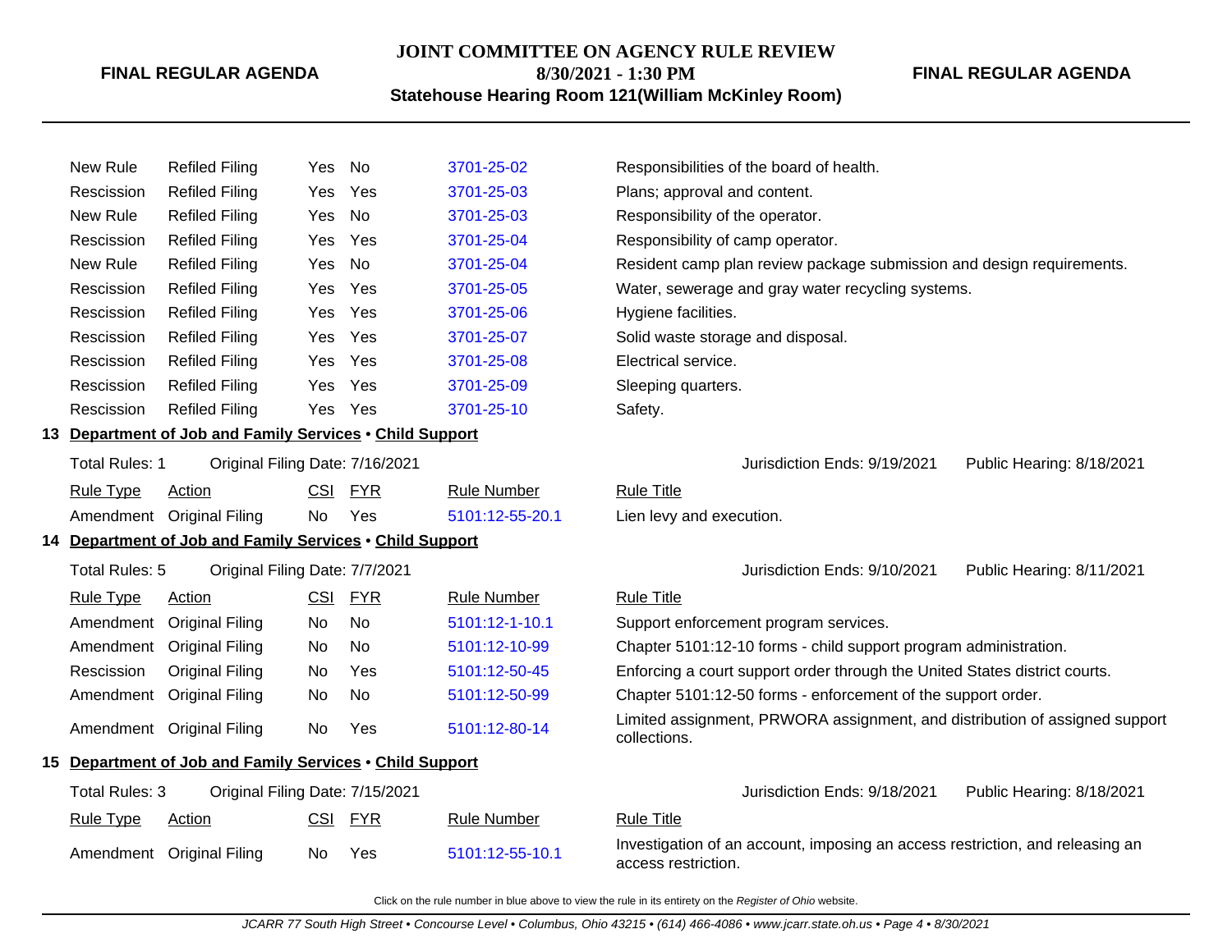| Rule Type | Action | CSI | FYR | Rule Number | Rule Title |
|---|---|---|---|---|---|
| New Rule | Refiled Filing | Yes | No | 3701-25-02 | Responsibilities of the board of health. |
| Rescission | Refiled Filing | Yes | Yes | 3701-25-03 | Plans; approval and content. |
| New Rule | Refiled Filing | Yes | No | 3701-25-03 | Responsibility of the operator. |
| Rescission | Refiled Filing | Yes | Yes | 3701-25-04 | Responsibility of camp operator. |
| New Rule | Refiled Filing | Yes | No | 3701-25-04 | Resident camp plan review package submission and design requirements. |
| Rescission | Refiled Filing | Yes | Yes | 3701-25-05 | Water, sewerage and gray water recycling systems. |
| Rescission | Refiled Filing | Yes | Yes | 3701-25-06 | Hygiene facilities. |
| Rescission | Refiled Filing | Yes | Yes | 3701-25-07 | Solid waste storage and disposal. |
| Rescission | Refiled Filing | Yes | Yes | 3701-25-08 | Electrical service. |
| Rescission | Refiled Filing | Yes | Yes | 3701-25-09 | Sleeping quarters. |
| Rescission | Refiled Filing | Yes | Yes | 3701-25-10 | Safety. |

**13 Department of Job and Family Services • Child Support**

Total Rules: 1 | Original Filing Date: 7/16/2021 | Jurisdiction Ends: 9/19/2021 | Public Hearing: 8/18/2021

| Rule Type | Action | CSI | FYR | Rule Number | Rule Title |
|---|---|---|---|---|---|
| Amendment | Original Filing | No | Yes | 5101:12-55-20.1 | Lien levy and execution. |

**14 Department of Job and Family Services • Child Support**

Total Rules: 5 | Original Filing Date: 7/7/2021 | Jurisdiction Ends: 9/10/2021 | Public Hearing: 8/11/2021

| Rule Type | Action | CSI | FYR | Rule Number | Rule Title |
|---|---|---|---|---|---|
| Amendment | Original Filing | No | No | 5101:12-1-10.1 | Support enforcement program services. |
| Amendment | Original Filing | No | No | 5101:12-10-99 | Chapter 5101:12-10 forms - child support program administration. |
| Rescission | Original Filing | No | Yes | 5101:12-50-45 | Enforcing a court support order through the United States district courts. |
| Amendment | Original Filing | No | No | 5101:12-50-99 | Chapter 5101:12-50 forms - enforcement of the support order. |
| Amendment | Original Filing | No | Yes | 5101:12-80-14 | Limited assignment, PRWORA assignment, and distribution of assigned support collections. |

**15 Department of Job and Family Services • Child Support**

Total Rules: 3 | Original Filing Date: 7/15/2021 | Jurisdiction Ends: 9/18/2021 | Public Hearing: 8/18/2021

| Rule Type | Action | CSI | FYR | Rule Number | Rule Title |
|---|---|---|---|---|---|
| Amendment | Original Filing | No | Yes | 5101:12-55-10.1 | Investigation of an account, imposing an access restriction, and releasing an access restriction. |

Click on the rule number in blue above to view the rule in its entirety on the *Register of Ohio* website.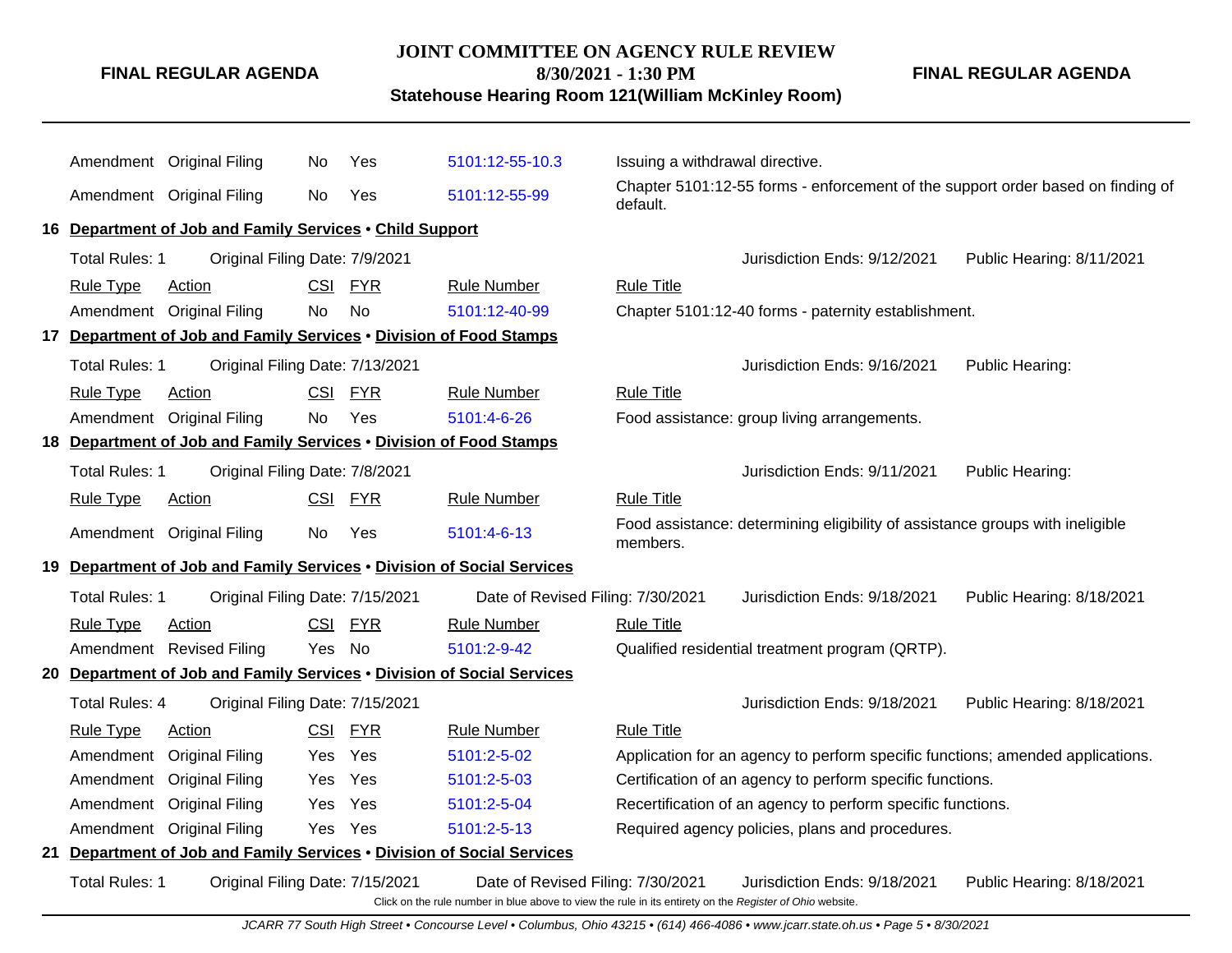| Rule Type | Action | CSI | FYR | Rule Number | Rule Title |
|---|---|---|---|---|---|
| Amendment | Original Filing | No | Yes | 5101:12-55-10.3 | Issuing a withdrawal directive. |
| Amendment | Original Filing | No | Yes | 5101:12-55-99 | Chapter 5101:12-55 forms - enforcement of the support order based on finding of default. |

**16 Department of Job and Family Services • Child Support**

Total Rules: 1 | Original Filing Date: 7/9/2021 | Jurisdiction Ends: 9/12/2021 | Public Hearing: 8/11/2021

| Rule Type | Action | CSI | FYR | Rule Number | Rule Title |
|---|---|---|---|---|---|
| Amendment | Original Filing | No | No | 5101:12-40-99 | Chapter 5101:12-40 forms - paternity establishment. |

**17 Department of Job and Family Services • Division of Food Stamps**

Total Rules: 1 | Original Filing Date: 7/13/2021 | Jurisdiction Ends: 9/16/2021 | Public Hearing:

| Rule Type | Action | CSI | FYR | Rule Number | Rule Title |
|---|---|---|---|---|---|
| Amendment | Original Filing | No | Yes | 5101:4-6-26 | Food assistance: group living arrangements. |

**18 Department of Job and Family Services • Division of Food Stamps**

Total Rules: 1 | Original Filing Date: 7/8/2021 | Jurisdiction Ends: 9/11/2021 | Public Hearing:

| Rule Type | Action | CSI | FYR | Rule Number | Rule Title |
|---|---|---|---|---|---|
| Amendment | Original Filing | No | Yes | 5101:4-6-13 | Food assistance: determining eligibility of assistance groups with ineligible members. |

**19 Department of Job and Family Services • Division of Social Services**

Total Rules: 1 | Original Filing Date: 7/15/2021 | Date of Revised Filing: 7/30/2021 | Jurisdiction Ends: 9/18/2021 | Public Hearing: 8/18/2021

| Rule Type | Action | CSI | FYR | Rule Number | Rule Title |
|---|---|---|---|---|---|
| Amendment | Revised Filing | Yes | No | 5101:2-9-42 | Qualified residential treatment program (QRTP). |

**20 Department of Job and Family Services • Division of Social Services**

Total Rules: 4 | Original Filing Date: 7/15/2021 | Jurisdiction Ends: 9/18/2021 | Public Hearing: 8/18/2021

| Rule Type | Action | CSI | FYR | Rule Number | Rule Title |
|---|---|---|---|---|---|
| Amendment | Original Filing | Yes | Yes | 5101:2-5-02 | Application for an agency to perform specific functions; amended applications. |
| Amendment | Original Filing | Yes | Yes | 5101:2-5-03 | Certification of an agency to perform specific functions. |
| Amendment | Original Filing | Yes | Yes | 5101:2-5-04 | Recertification of an agency to perform specific functions. |
| Amendment | Original Filing | Yes | Yes | 5101:2-5-13 | Required agency policies, plans and procedures. |

**21 Department of Job and Family Services • Division of Social Services**

Total Rules: 1 | Original Filing Date: 7/15/2021 | Date of Revised Filing: 7/30/2021 | Jurisdiction Ends: 9/18/2021 | Public Hearing: 8/18/2021

Click on the rule number in blue above to view the rule in its entirety on the *Register of Ohio* website.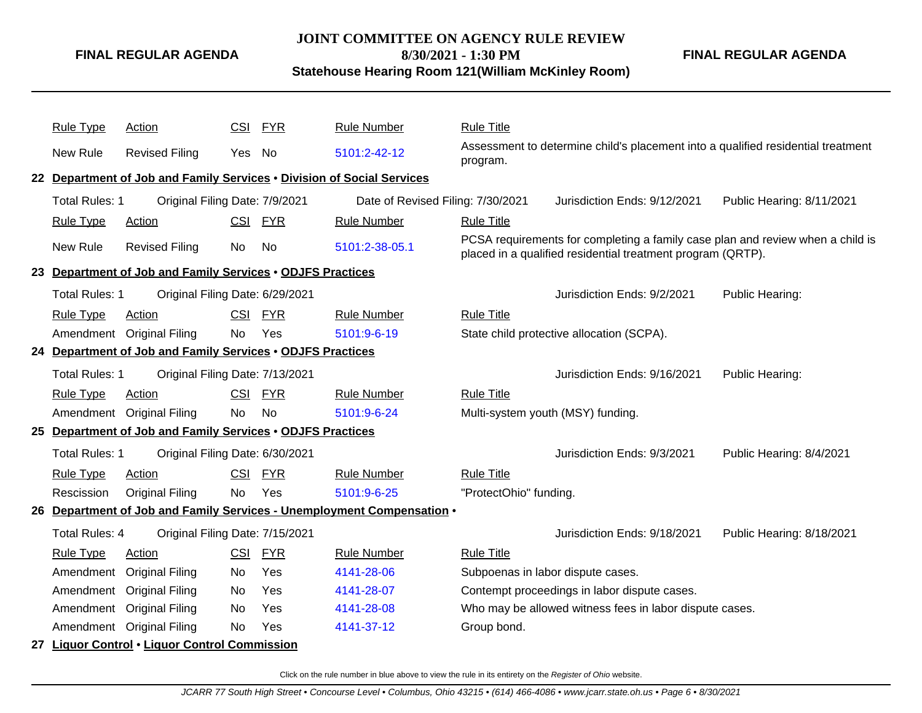| Rule Type | Action | CSI | FYR | Rule Number | Rule Title |
|---|---|---|---|---|---|
| New Rule | Revised Filing | Yes | No | 5101:2-42-12 | Assessment to determine child's placement into a qualified residential treatment program. |

**22 Department of Job and Family Services • Division of Social Services**

Total Rules: 1 | Original Filing Date: 7/9/2021 | Date of Revised Filing: 7/30/2021 | Jurisdiction Ends: 9/12/2021 | Public Hearing: 8/11/2021

| Rule Type | Action | CSI | FYR | Rule Number | Rule Title |
|---|---|---|---|---|---|
| New Rule | Revised Filing | No | No | 5101:2-38-05.1 | PCSA requirements for completing a family case plan and review when a child is placed in a qualified residential treatment program (QRTP). |

**23 Department of Job and Family Services • ODJFS Practices**

Total Rules: 1 | Original Filing Date: 6/29/2021 | Jurisdiction Ends: 9/2/2021 | Public Hearing:

| Rule Type | Action | CSI | FYR | Rule Number | Rule Title |
|---|---|---|---|---|---|
| Amendment | Original Filing | No | Yes | 5101:9-6-19 | State child protective allocation (SCPA). |

**24 Department of Job and Family Services • ODJFS Practices**

Total Rules: 1 | Original Filing Date: 7/13/2021 | Jurisdiction Ends: 9/16/2021 | Public Hearing:

| Rule Type | Action | CSI | FYR | Rule Number | Rule Title |
|---|---|---|---|---|---|
| Amendment | Original Filing | No | No | 5101:9-6-24 | Multi-system youth (MSY) funding. |

**25 Department of Job and Family Services • ODJFS Practices**

Total Rules: 1 | Original Filing Date: 6/30/2021 | Jurisdiction Ends: 9/3/2021 | Public Hearing: 8/4/2021

| Rule Type | Action | CSI | FYR | Rule Number | Rule Title |
|---|---|---|---|---|---|
| Rescission | Original Filing | No | Yes | 5101:9-6-25 | "ProtectOhio" funding. |

**26 Department of Job and Family Services - Unemployment Compensation •**

Total Rules: 4 | Original Filing Date: 7/15/2021 | Jurisdiction Ends: 9/18/2021 | Public Hearing: 8/18/2021

| Rule Type | Action | CSI | FYR | Rule Number | Rule Title |
|---|---|---|---|---|---|
| Amendment | Original Filing | No | Yes | 4141-28-06 | Subpoenas in labor dispute cases. |
| Amendment | Original Filing | No | Yes | 4141-28-07 | Contempt proceedings in labor dispute cases. |
| Amendment | Original Filing | No | Yes | 4141-28-08 | Who may be allowed witness fees in labor dispute cases. |
| Amendment | Original Filing | No | Yes | 4141-37-12 | Group bond. |

**27 Liquor Control • Liquor Control Commission**

Click on the rule number in blue above to view the rule in its entirety on the *Register of Ohio* website.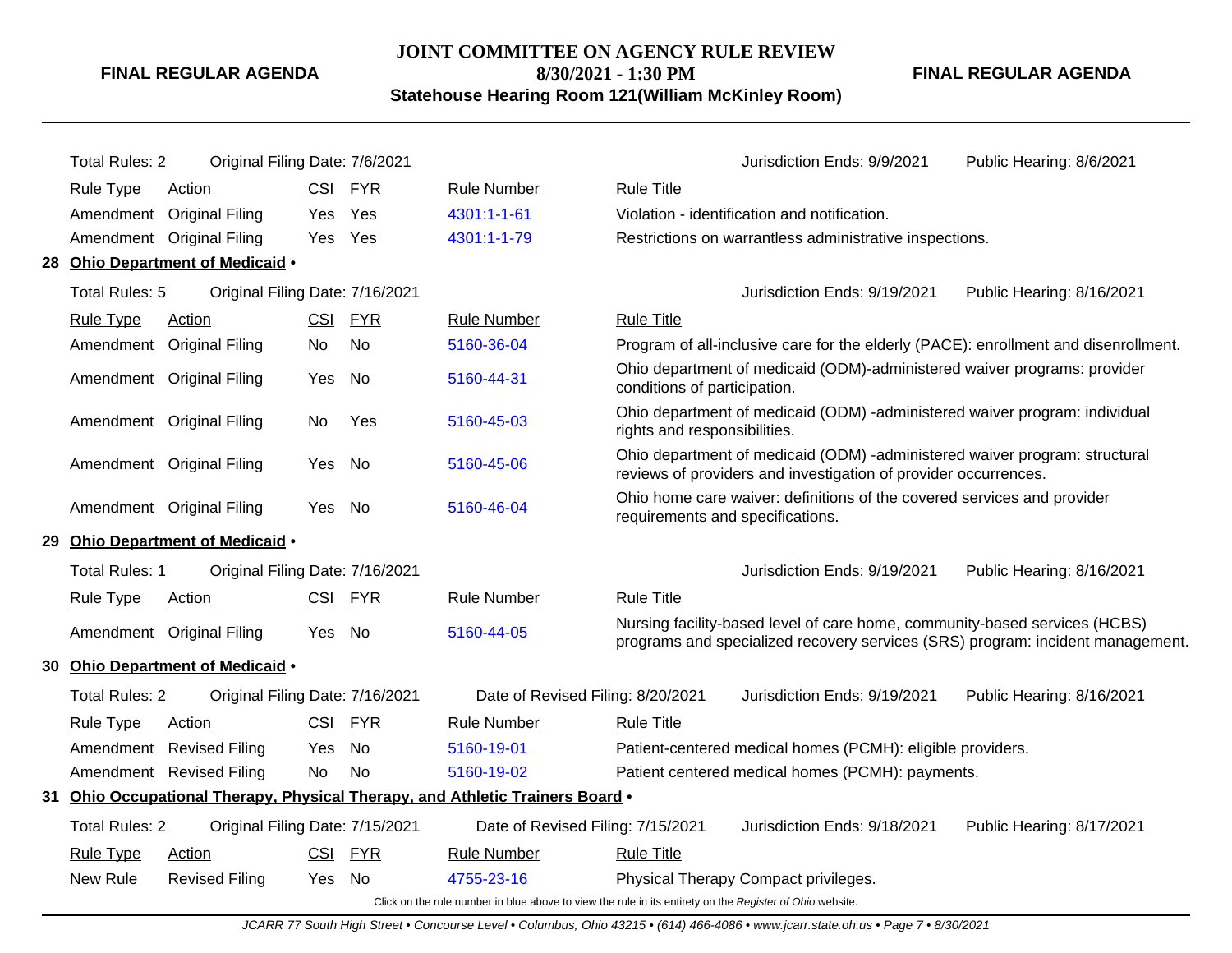Total Rules: 2 | Original Filing Date: 7/6/2021 | Jurisdiction Ends: 9/9/2021 | Public Hearing: 8/6/2021

| Rule Type | Action | CSI | FYR | Rule Number | Rule Title |
|---|---|---|---|---|---|
| Amendment | Original Filing | Yes | Yes | 4301:1-1-61 | Violation - identification and notification. |
| Amendment | Original Filing | Yes | Yes | 4301:1-1-79 | Restrictions on warrantless administrative inspections. |

## 28 Ohio Department of Medicaid •

Total Rules: 5 | Original Filing Date: 7/16/2021 | Jurisdiction Ends: 9/19/2021 | Public Hearing: 8/16/2021

| Rule Type | Action | CSI | FYR | Rule Number | Rule Title |
|---|---|---|---|---|---|
| Amendment | Original Filing | No | No | 5160-36-04 | Program of all-inclusive care for the elderly (PACE): enrollment and disenrollment. |
| Amendment | Original Filing | Yes | No | 5160-44-31 | Ohio department of medicaid (ODM)-administered waiver programs: provider conditions of participation. |
| Amendment | Original Filing | No | Yes | 5160-45-03 | Ohio department of medicaid (ODM) -administered waiver program: individual rights and responsibilities. |
| Amendment | Original Filing | Yes | No | 5160-45-06 | Ohio department of medicaid (ODM) -administered waiver program: structural reviews of providers and investigation of provider occurrences. |
| Amendment | Original Filing | Yes | No | 5160-46-04 | Ohio home care waiver: definitions of the covered services and provider requirements and specifications. |

## 29 Ohio Department of Medicaid •

Total Rules: 1 | Original Filing Date: 7/16/2021 | Jurisdiction Ends: 9/19/2021 | Public Hearing: 8/16/2021

| Rule Type | Action | CSI | FYR | Rule Number | Rule Title |
|---|---|---|---|---|---|
| Amendment | Original Filing | Yes | No | 5160-44-05 | Nursing facility-based level of care home, community-based services (HCBS) programs and specialized recovery services (SRS) program: incident management. |

## 30 Ohio Department of Medicaid •

Total Rules: 2 | Original Filing Date: 7/16/2021 | Date of Revised Filing: 8/20/2021 | Jurisdiction Ends: 9/19/2021 | Public Hearing: 8/16/2021

| Rule Type | Action | CSI | FYR | Rule Number | Rule Title |
|---|---|---|---|---|---|
| Amendment | Revised Filing | Yes | No | 5160-19-01 | Patient-centered medical homes (PCMH): eligible providers. |
| Amendment | Revised Filing | No | No | 5160-19-02 | Patient centered medical homes (PCMH): payments. |

## 31 Ohio Occupational Therapy, Physical Therapy, and Athletic Trainers Board •

Total Rules: 2 | Original Filing Date: 7/15/2021 | Date of Revised Filing: 7/15/2021 | Jurisdiction Ends: 9/18/2021 | Public Hearing: 8/17/2021

| Rule Type | Action | CSI | FYR | Rule Number | Rule Title |
|---|---|---|---|---|---|
| New Rule | Revised Filing | Yes | No | 4755-23-16 | Physical Therapy Compact privileges. |

Click on the rule number in blue above to view the rule in its entirety on the *Register of Ohio* website.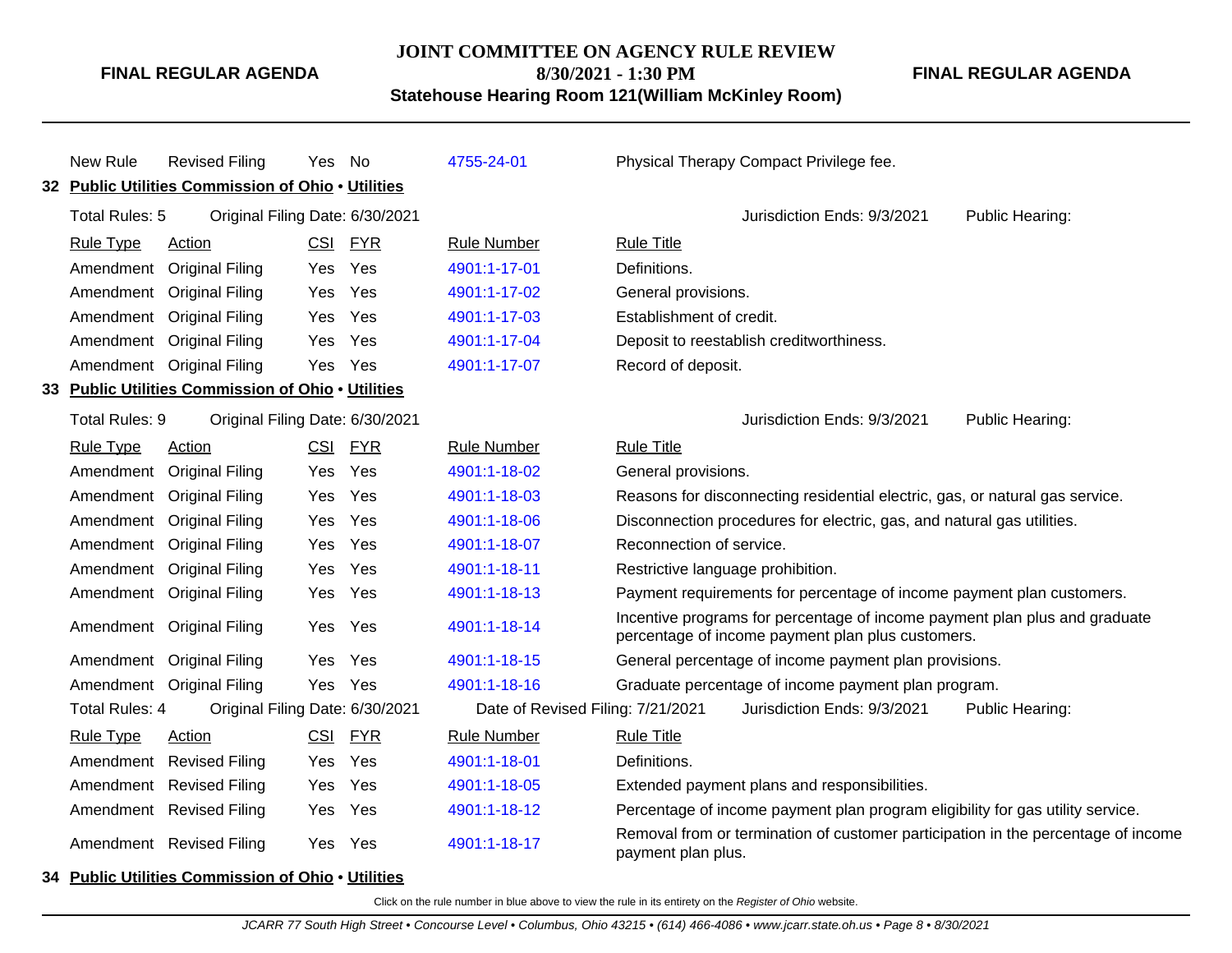| Rule Type | Action | CSI | FYR | Rule Number | Rule Title |
|---|---|---|---|---|---|
| New Rule | Revised Filing | Yes | No | 4755-24-01 | Physical Therapy Compact Privilege fee. |

**32 Public Utilities Commission of Ohio • Utilities**

Total Rules: 5 Original Filing Date: 6/30/2021 Jurisdiction Ends: 9/3/2021 Public Hearing:

| Rule Type | Action | CSI | FYR | Rule Number | Rule Title |
|---|---|---|---|---|---|
| Amendment | Original Filing | Yes | Yes | 4901:1-17-01 | Definitions. |
| Amendment | Original Filing | Yes | Yes | 4901:1-17-02 | General provisions. |
| Amendment | Original Filing | Yes | Yes | 4901:1-17-03 | Establishment of credit. |
| Amendment | Original Filing | Yes | Yes | 4901:1-17-04 | Deposit to reestablish creditworthiness. |
| Amendment | Original Filing | Yes | Yes | 4901:1-17-07 | Record of deposit. |

**33 Public Utilities Commission of Ohio • Utilities**

Total Rules: 9 Original Filing Date: 6/30/2021 Jurisdiction Ends: 9/3/2021 Public Hearing:

| Rule Type | Action | CSI | FYR | Rule Number | Rule Title |
|---|---|---|---|---|---|
| Amendment | Original Filing | Yes | Yes | 4901:1-18-02 | General provisions. |
| Amendment | Original Filing | Yes | Yes | 4901:1-18-03 | Reasons for disconnecting residential electric, gas, or natural gas service. |
| Amendment | Original Filing | Yes | Yes | 4901:1-18-06 | Disconnection procedures for electric, gas, and natural gas utilities. |
| Amendment | Original Filing | Yes | Yes | 4901:1-18-07 | Reconnection of service. |
| Amendment | Original Filing | Yes | Yes | 4901:1-18-11 | Restrictive language prohibition. |
| Amendment | Original Filing | Yes | Yes | 4901:1-18-13 | Payment requirements for percentage of income payment plan customers. |
| Amendment | Original Filing | Yes | Yes | 4901:1-18-14 | Incentive programs for percentage of income payment plan plus and graduate percentage of income payment plan plus customers. |
| Amendment | Original Filing | Yes | Yes | 4901:1-18-15 | General percentage of income payment plan provisions. |
| Amendment | Original Filing | Yes | Yes | 4901:1-18-16 | Graduate percentage of income payment plan program. |

Total Rules: 4 Original Filing Date: 6/30/2021 Date of Revised Filing: 7/21/2021 Jurisdiction Ends: 9/3/2021 Public Hearing:

| Rule Type | Action | CSI | FYR | Rule Number | Rule Title |
|---|---|---|---|---|---|
| Amendment | Revised Filing | Yes | Yes | 4901:1-18-01 | Definitions. |
| Amendment | Revised Filing | Yes | Yes | 4901:1-18-05 | Extended payment plans and responsibilities. |
| Amendment | Revised Filing | Yes | Yes | 4901:1-18-12 | Percentage of income payment plan program eligibility for gas utility service. |
| Amendment | Revised Filing | Yes | Yes | 4901:1-18-17 | Removal from or termination of customer participation in the percentage of income payment plan plus. |

**34 Public Utilities Commission of Ohio • Utilities**

Click on the rule number in blue above to view the rule in its entirety on the *Register of Ohio* website.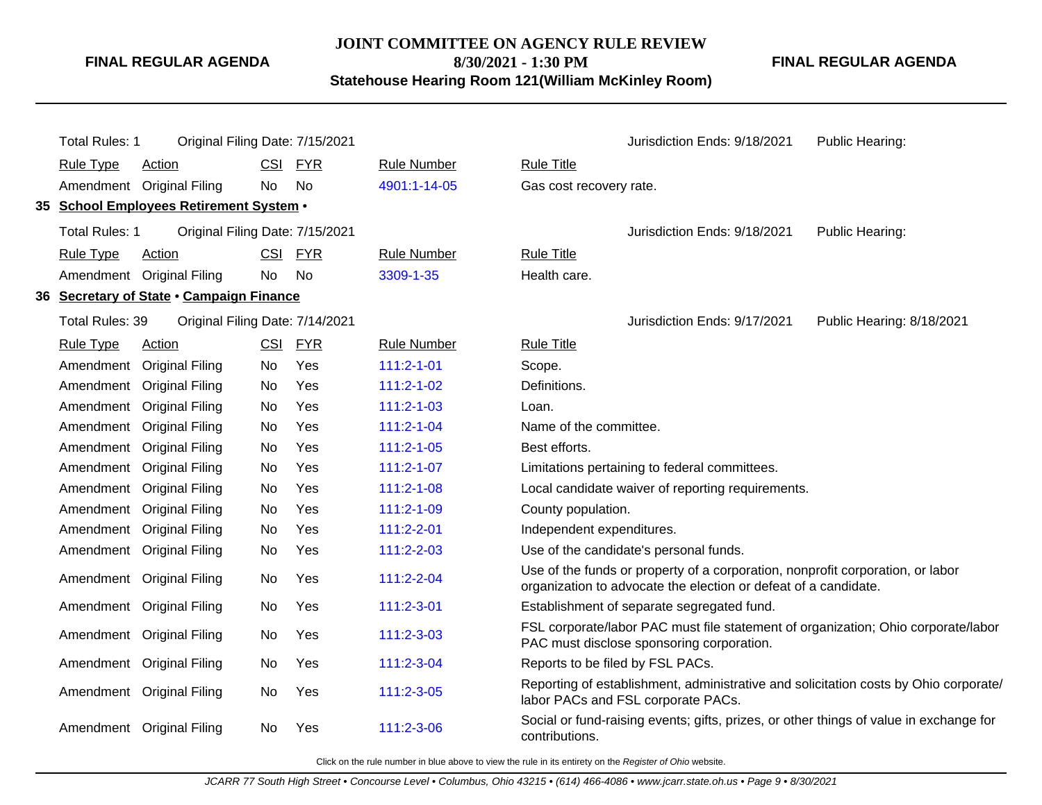Total Rules: 1 Original Filing Date: 7/15/2021 Jurisdiction Ends: 9/18/2021 Public Hearing:

| Rule Type | Action | CSI | FYR | Rule Number | Rule Title |
|---|---|---|---|---|---|
| Amendment | Original Filing | No | No | 4901:1-14-05 | Gas cost recovery rate. |

**35 School Employees Retirement System •**

Total Rules: 1 Original Filing Date: 7/15/2021 Jurisdiction Ends: 9/18/2021 Public Hearing:

| Rule Type | Action | CSI | FYR | Rule Number | Rule Title |
|---|---|---|---|---|---|
| Amendment | Original Filing | No | No | 3309-1-35 | Health care. |

**36 Secretary of State • Campaign Finance**

Total Rules: 39 Original Filing Date: 7/14/2021 Jurisdiction Ends: 9/17/2021 Public Hearing: 8/18/2021

| Rule Type | Action | CSI | FYR | Rule Number | Rule Title |
|---|---|---|---|---|---|
| Amendment | Original Filing | No | Yes | 111:2-1-01 | Scope. |
| Amendment | Original Filing | No | Yes | 111:2-1-02 | Definitions. |
| Amendment | Original Filing | No | Yes | 111:2-1-03 | Loan. |
| Amendment | Original Filing | No | Yes | 111:2-1-04 | Name of the committee. |
| Amendment | Original Filing | No | Yes | 111:2-1-05 | Best efforts. |
| Amendment | Original Filing | No | Yes | 111:2-1-07 | Limitations pertaining to federal committees. |
| Amendment | Original Filing | No | Yes | 111:2-1-08 | Local candidate waiver of reporting requirements. |
| Amendment | Original Filing | No | Yes | 111:2-1-09 | County population. |
| Amendment | Original Filing | No | Yes | 111:2-2-01 | Independent expenditures. |
| Amendment | Original Filing | No | Yes | 111:2-2-03 | Use of the candidate's personal funds. |
| Amendment | Original Filing | No | Yes | 111:2-2-04 | Use of the funds or property of a corporation, nonprofit corporation, or labor organization to advocate the election or defeat of a candidate. |
| Amendment | Original Filing | No | Yes | 111:2-3-01 | Establishment of separate segregated fund. |
| Amendment | Original Filing | No | Yes | 111:2-3-03 | FSL corporate/labor PAC must file statement of organization; Ohio corporate/labor PAC must disclose sponsoring corporation. |
| Amendment | Original Filing | No | Yes | 111:2-3-04 | Reports to be filed by FSL PACs. |
| Amendment | Original Filing | No | Yes | 111:2-3-05 | Reporting of establishment, administrative and solicitation costs by Ohio corporate/labor PACs and FSL corporate PACs. |
| Amendment | Original Filing | No | Yes | 111:2-3-06 | Social or fund-raising events; gifts, prizes, or other things of value in exchange for contributions. |

Click on the rule number in blue above to view the rule in its entirety on the *Register of Ohio* website.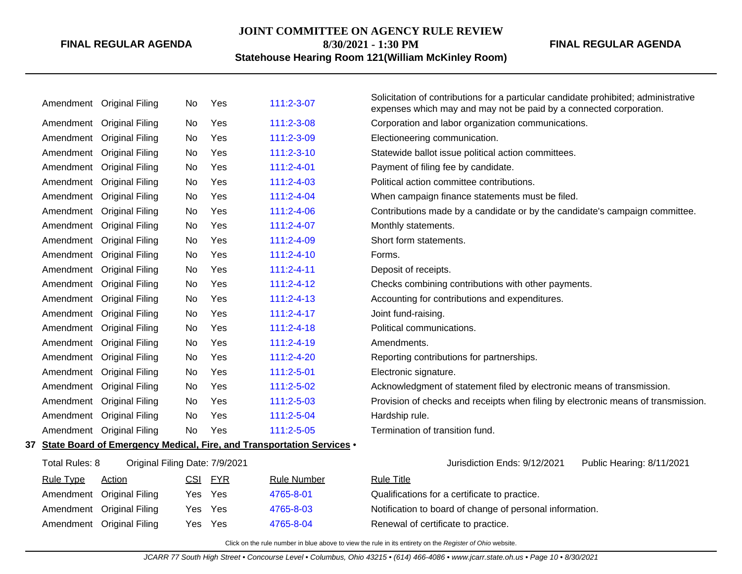| Rule Type | Action | CSI | FYR | Rule Number | Rule Title |
|---|---|---|---|---|---|
| Amendment | Original Filing | No | Yes | 111:2-3-07 | Solicitation of contributions for a particular candidate prohibited; administrative expenses which may and may not be paid by a connected corporation. |
| Amendment | Original Filing | No | Yes | 111:2-3-08 | Corporation and labor organization communications. |
| Amendment | Original Filing | No | Yes | 111:2-3-09 | Electioneering communication. |
| Amendment | Original Filing | No | Yes | 111:2-3-10 | Statewide ballot issue political action committees. |
| Amendment | Original Filing | No | Yes | 111:2-4-01 | Payment of filing fee by candidate. |
| Amendment | Original Filing | No | Yes | 111:2-4-03 | Political action committee contributions. |
| Amendment | Original Filing | No | Yes | 111:2-4-04 | When campaign finance statements must be filed. |
| Amendment | Original Filing | No | Yes | 111:2-4-06 | Contributions made by a candidate or by the candidate's campaign committee. |
| Amendment | Original Filing | No | Yes | 111:2-4-07 | Monthly statements. |
| Amendment | Original Filing | No | Yes | 111:2-4-09 | Short form statements. |
| Amendment | Original Filing | No | Yes | 111:2-4-10 | Forms. |
| Amendment | Original Filing | No | Yes | 111:2-4-11 | Deposit of receipts. |
| Amendment | Original Filing | No | Yes | 111:2-4-12 | Checks combining contributions with other payments. |
| Amendment | Original Filing | No | Yes | 111:2-4-13 | Accounting for contributions and expenditures. |
| Amendment | Original Filing | No | Yes | 111:2-4-17 | Joint fund-raising. |
| Amendment | Original Filing | No | Yes | 111:2-4-18 | Political communications. |
| Amendment | Original Filing | No | Yes | 111:2-4-19 | Amendments. |
| Amendment | Original Filing | No | Yes | 111:2-4-20 | Reporting contributions for partnerships. |
| Amendment | Original Filing | No | Yes | 111:2-5-01 | Electronic signature. |
| Amendment | Original Filing | No | Yes | 111:2-5-02 | Acknowledgment of statement filed by electronic means of transmission. |
| Amendment | Original Filing | No | Yes | 111:2-5-03 | Provision of checks and receipts when filing by electronic means of transmission. |
| Amendment | Original Filing | No | Yes | 111:2-5-04 | Hardship rule. |
| Amendment | Original Filing | No | Yes | 111:2-5-05 | Termination of transition fund. |

**37 State Board of Emergency Medical, Fire, and Transportation Services •**

Total Rules: 8 — Original Filing Date: 7/9/2021 — Jurisdiction Ends: 9/12/2021 — Public Hearing: 8/11/2021

| Rule Type | Action | CSI | FYR | Rule Number | Rule Title |
|---|---|---|---|---|---|
| Amendment | Original Filing | Yes | Yes | 4765-8-01 | Qualifications for a certificate to practice. |
| Amendment | Original Filing | Yes | Yes | 4765-8-03 | Notification to board of change of personal information. |
| Amendment | Original Filing | Yes | Yes | 4765-8-04 | Renewal of certificate to practice. |

Click on the rule number in blue above to view the rule in its entirety on the *Register of Ohio* website.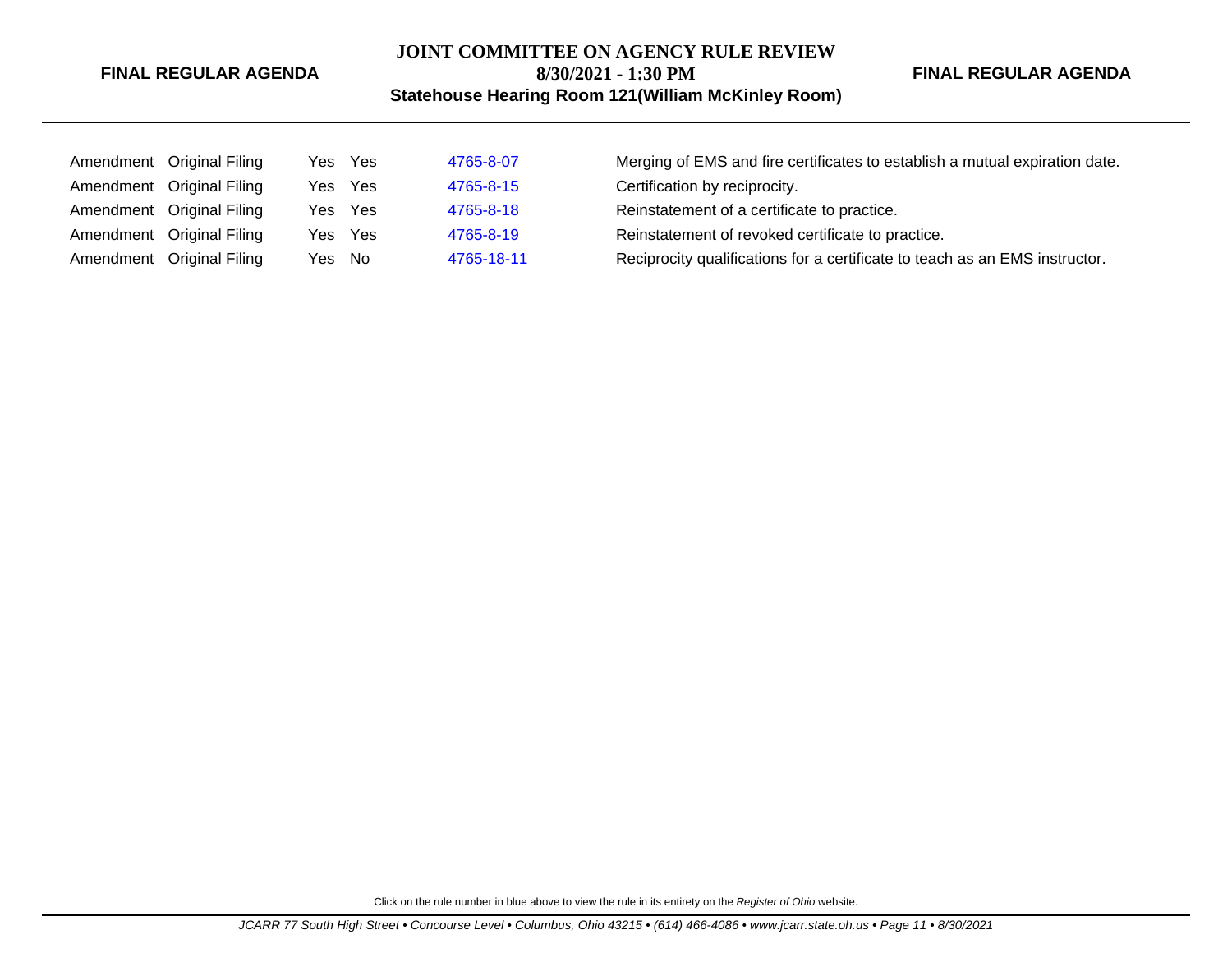| | | | | | |
|---|---|---|---|---|---|
| Amendment | Original Filing | Yes | Yes | 4765-8-07 | Merging of EMS and fire certificates to establish a mutual expiration date. |
| Amendment | Original Filing | Yes | Yes | 4765-8-15 | Certification by reciprocity. |
| Amendment | Original Filing | Yes | Yes | 4765-8-18 | Reinstatement of a certificate to practice. |
| Amendment | Original Filing | Yes | Yes | 4765-8-19 | Reinstatement of revoked certificate to practice. |
| Amendment | Original Filing | Yes | No | 4765-18-11 | Reciprocity qualifications for a certificate to teach as an EMS instructor. |

Click on the rule number in blue above to view the rule in its entirety on the *Register of Ohio* website.